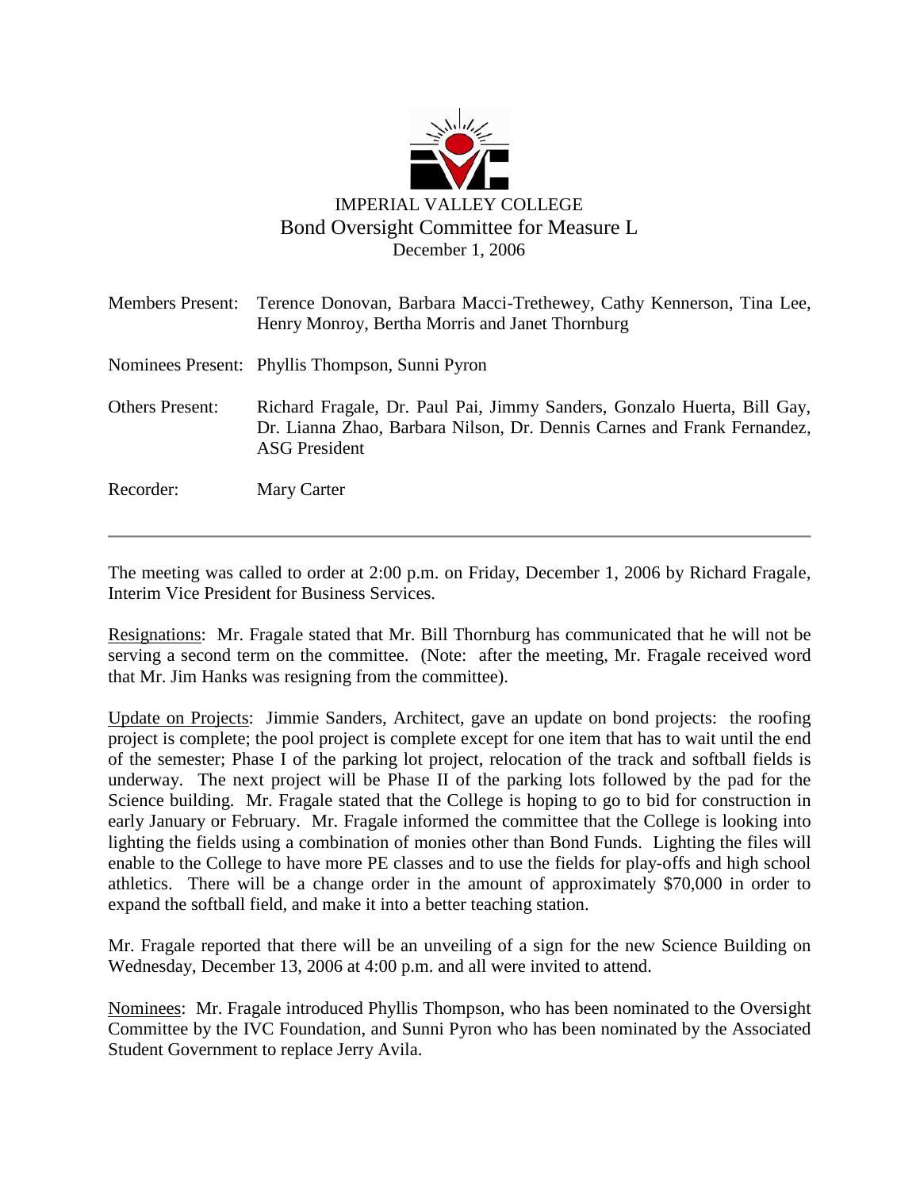# IMPERIAL VALLEY COLLEGE

## Bond Oversight Committee for Measure L

December 1, 2006

| | |
|---|---|
| Members Present: | Terence Donovan, Barbara Macci-Trethewey, Cathy Kennerson, Tina Lee, Henry Monroy, Bertha Morris and Janet Thornburg |
| Nominees Present: | Phyllis Thompson, Sunni Pyron |
| Others Present: | Richard Fragale, Dr. Paul Pai, Jimmy Sanders, Gonzalo Huerta, Bill Gay, Dr. Lianna Zhao, Barbara Nilson, Dr. Dennis Carnes and Frank Fernandez, ASG President |
| Recorder: | Mary Carter |

---

The meeting was called to order at 2:00 p.m. on Friday, December 1, 2006 by Richard Fragale, Interim Vice President for Business Services.

Resignations: Mr. Fragale stated that Mr. Bill Thornburg has communicated that he will not be serving a second term on the committee. (Note: after the meeting, Mr. Fragale received word that Mr. Jim Hanks was resigning from the committee).

Update on Projects: Jimmie Sanders, Architect, gave an update on bond projects: the roofing project is complete; the pool project is complete except for one item that has to wait until the end of the semester; Phase I of the parking lot project, relocation of the track and softball fields is underway. The next project will be Phase II of the parking lots followed by the pad for the Science building. Mr. Fragale stated that the College is hoping to go to bid for construction in early January or February. Mr. Fragale informed the committee that the College is looking into lighting the fields using a combination of monies other than Bond Funds. Lighting the files will enable to the College to have more PE classes and to use the fields for play-offs and high school athletics. There will be a change order in the amount of approximately $70,000 in order to expand the softball field, and make it into a better teaching station.

Mr. Fragale reported that there will be an unveiling of a sign for the new Science Building on Wednesday, December 13, 2006 at 4:00 p.m. and all were invited to attend.

Nominees: Mr. Fragale introduced Phyllis Thompson, who has been nominated to the Oversight Committee by the IVC Foundation, and Sunni Pyron who has been nominated by the Associated Student Government to replace Jerry Avila.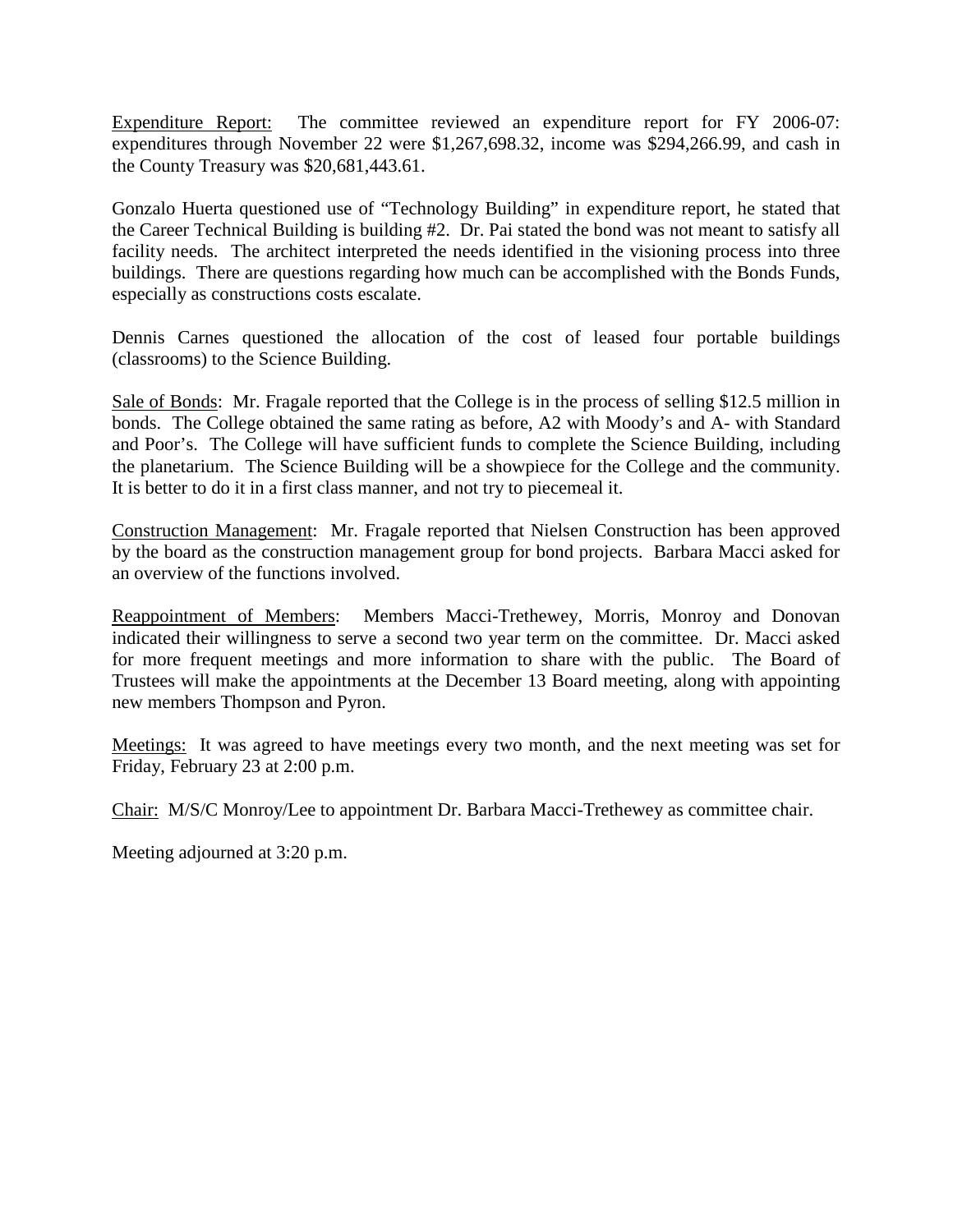Expenditure Report: The committee reviewed an expenditure report for FY 2006-07: expenditures through November 22 were $1,267,698.32, income was $294,266.99, and cash in the County Treasury was $20,681,443.61.

Gonzalo Huerta questioned use of "Technology Building" in expenditure report, he stated that the Career Technical Building is building #2. Dr. Pai stated the bond was not meant to satisfy all facility needs. The architect interpreted the needs identified in the visioning process into three buildings. There are questions regarding how much can be accomplished with the Bonds Funds, especially as constructions costs escalate.

Dennis Carnes questioned the allocation of the cost of leased four portable buildings (classrooms) to the Science Building.

Sale of Bonds: Mr. Fragale reported that the College is in the process of selling $12.5 million in bonds. The College obtained the same rating as before, A2 with Moody's and A- with Standard and Poor's. The College will have sufficient funds to complete the Science Building, including the planetarium. The Science Building will be a showpiece for the College and the community. It is better to do it in a first class manner, and not try to piecemeal it.

Construction Management: Mr. Fragale reported that Nielsen Construction has been approved by the board as the construction management group for bond projects. Barbara Macci asked for an overview of the functions involved.

Reappointment of Members: Members Macci-Trethewey, Morris, Monroy and Donovan indicated their willingness to serve a second two year term on the committee. Dr. Macci asked for more frequent meetings and more information to share with the public. The Board of Trustees will make the appointments at the December 13 Board meeting, along with appointing new members Thompson and Pyron.

Meetings: It was agreed to have meetings every two month, and the next meeting was set for Friday, February 23 at 2:00 p.m.

Chair: M/S/C Monroy/Lee to appointment Dr. Barbara Macci-Trethewey as committee chair.

Meeting adjourned at 3:20 p.m.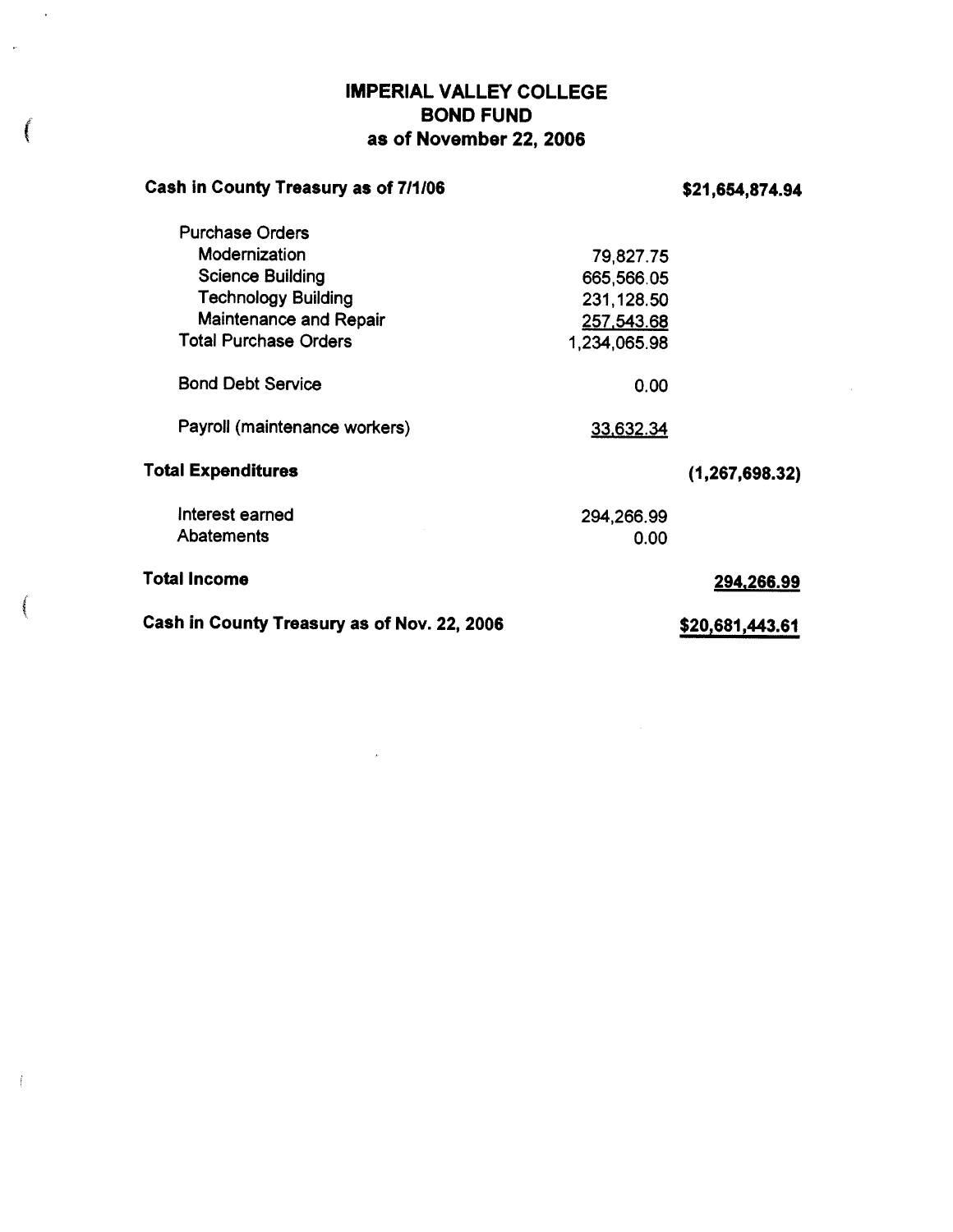# IMPERIAL VALLEY COLLEGE
# BOND FUND
# as of November 22, 2006

| | | |
|---|---|---|
| **Cash in County Treasury as of 7/1/06** | | **$21,654,874.94** |
| Purchase Orders | | |
| Modernization | 79,827.75 | |
| Science Building | 665,566.05 | |
| Technology Building | 231,128.50 | |
| Maintenance and Repair | 257,543.68 | |
| Total Purchase Orders | 1,234,065.98 | |
| Bond Debt Service | 0.00 | |
| Payroll (maintenance workers) | 33,632.34 | |
| **Total Expenditures** | | **(1,267,698.32)** |
| Interest earned | 294,266.99 | |
| Abatements | 0.00 | |
| **Total Income** | | **294,266.99** |
| **Cash in County Treasury as of Nov. 22, 2006** | | **$20,681,443.61** |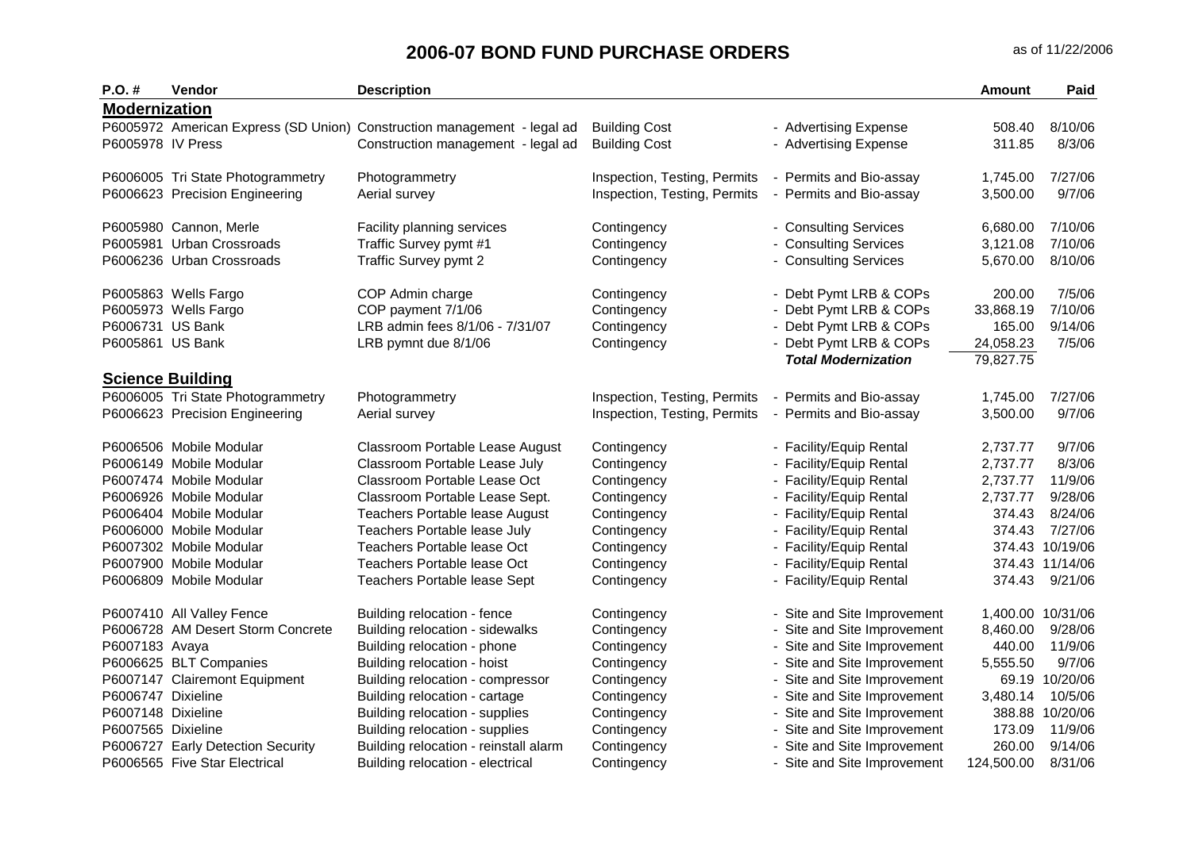# 2006-07 BOND FUND PURCHASE ORDERS

as of 11/22/2006

| P.O. # | Vendor | Description | | | Amount | Paid |
|---|---|---|---|---|---|---|
| **Modernization** | | | | | | |
| P6005972 | American Express (SD Union) | Construction management - legal ad | Building Cost | - Advertising Expense | 508.40 | 8/10/06 |
| P6005978 | IV Press | Construction management - legal ad | Building Cost | - Advertising Expense | 311.85 | 8/3/06 |
| P6006005 | Tri State Photogrammetry | Photogrammetry | Inspection, Testing, Permits | - Permits and Bio-assay | 1,745.00 | 7/27/06 |
| P6006623 | Precision Engineering | Aerial survey | Inspection, Testing, Permits | - Permits and Bio-assay | 3,500.00 | 9/7/06 |
| P6005980 | Cannon, Merle | Facility planning services | Contingency | - Consulting Services | 6,680.00 | 7/10/06 |
| P6005981 | Urban Crossroads | Traffic Survey pymt #1 | Contingency | - Consulting Services | 3,121.08 | 7/10/06 |
| P6006236 | Urban Crossroads | Traffic Survey pymt 2 | Contingency | - Consulting Services | 5,670.00 | 8/10/06 |
| P6005863 | Wells Fargo | COP Admin charge | Contingency | - Debt Pymt LRB & COPs | 200.00 | 7/5/06 |
| P6005973 | Wells Fargo | COP payment 7/1/06 | Contingency | - Debt Pymt LRB & COPs | 33,868.19 | 7/10/06 |
| P6006731 | US Bank | LRB admin fees 8/1/06 - 7/31/07 | Contingency | - Debt Pymt LRB & COPs | 165.00 | 9/14/06 |
| P6005861 | US Bank | LRB pymnt due 8/1/06 | Contingency | - Debt Pymt LRB & COPs | 24,058.23 | 7/5/06 |
| | | | | ***Total Modernization*** | 79,827.75 | |
| **Science Building** | | | | | | |
| P6006005 | Tri State Photogrammetry | Photogrammetry | Inspection, Testing, Permits | - Permits and Bio-assay | 1,745.00 | 7/27/06 |
| P6006623 | Precision Engineering | Aerial survey | Inspection, Testing, Permits | - Permits and Bio-assay | 3,500.00 | 9/7/06 |
| P6006506 | Mobile Modular | Classroom Portable Lease August | Contingency | - Facility/Equip Rental | 2,737.77 | 9/7/06 |
| P6006149 | Mobile Modular | Classroom Portable Lease July | Contingency | - Facility/Equip Rental | 2,737.77 | 8/3/06 |
| P6007474 | Mobile Modular | Classroom Portable Lease Oct | Contingency | - Facility/Equip Rental | 2,737.77 | 11/9/06 |
| P6006926 | Mobile Modular | Classroom Portable Lease Sept. | Contingency | - Facility/Equip Rental | 2,737.77 | 9/28/06 |
| P6006404 | Mobile Modular | Teachers Portable lease August | Contingency | - Facility/Equip Rental | 374.43 | 8/24/06 |
| P6006000 | Mobile Modular | Teachers Portable lease July | Contingency | - Facility/Equip Rental | 374.43 | 7/27/06 |
| P6007302 | Mobile Modular | Teachers Portable lease Oct | Contingency | - Facility/Equip Rental | 374.43 | 10/19/06 |
| P6007900 | Mobile Modular | Teachers Portable lease Oct | Contingency | - Facility/Equip Rental | 374.43 | 11/14/06 |
| P6006809 | Mobile Modular | Teachers Portable lease Sept | Contingency | - Facility/Equip Rental | 374.43 | 9/21/06 |
| P6007410 | All Valley Fence | Building relocation - fence | Contingency | - Site and Site Improvement | 1,400.00 | 10/31/06 |
| P6006728 | AM Desert Storm Concrete | Building relocation - sidewalks | Contingency | - Site and Site Improvement | 8,460.00 | 9/28/06 |
| P6007183 | Avaya | Building relocation - phone | Contingency | - Site and Site Improvement | 440.00 | 11/9/06 |
| P6006625 | BLT Companies | Building relocation - hoist | Contingency | - Site and Site Improvement | 5,555.50 | 9/7/06 |
| P6007147 | Clairemont Equipment | Building relocation - compressor | Contingency | - Site and Site Improvement | 69.19 | 10/20/06 |
| P6006747 | Dixieline | Building relocation - cartage | Contingency | - Site and Site Improvement | 3,480.14 | 10/5/06 |
| P6007148 | Dixieline | Building relocation - supplies | Contingency | - Site and Site Improvement | 388.88 | 10/20/06 |
| P6007565 | Dixieline | Building relocation - supplies | Contingency | - Site and Site Improvement | 173.09 | 11/9/06 |
| P6006727 | Early Detection Security | Building relocation - reinstall alarm | Contingency | - Site and Site Improvement | 260.00 | 9/14/06 |
| P6006565 | Five Star Electrical | Building relocation - electrical | Contingency | - Site and Site Improvement | 124,500.00 | 8/31/06 |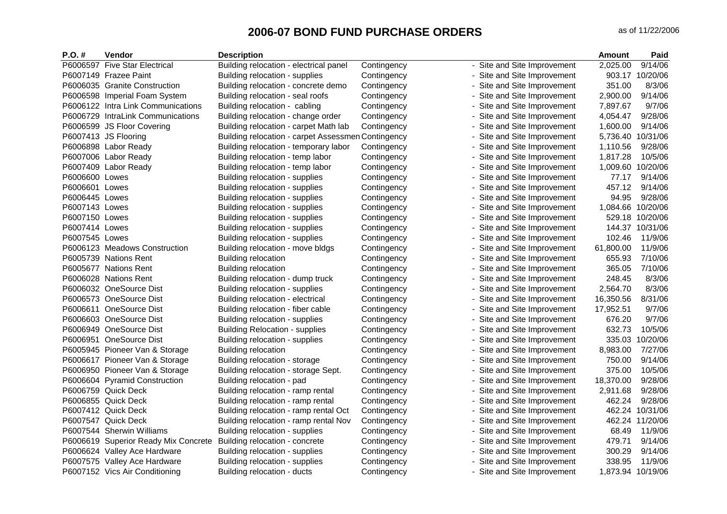# 2006-07 BOND FUND PURCHASE ORDERS

as of 11/22/2006

| P.O. # | Vendor | Description | | | Amount | Paid |
|---|---|---|---|---|---|---|
| P6006597 | Five Star Electrical | Building relocation - electrical panel | Contingency | - Site and Site Improvement | 2,025.00 | 9/14/06 |
| P6007149 | Frazee Paint | Building relocation - supplies | Contingency | - Site and Site Improvement | 903.17 | 10/20/06 |
| P6006035 | Granite Construction | Building relocation - concrete demo | Contingency | - Site and Site Improvement | 351.00 | 8/3/06 |
| P6006598 | Imperial Foam System | Building relocation - seal roofs | Contingency | - Site and Site Improvement | 2,900.00 | 9/14/06 |
| P6006122 | Intra Link Communications | Building relocation - cabling | Contingency | - Site and Site Improvement | 7,897.67 | 9/7/06 |
| P6006729 | IntraLink Communications | Building relocation - change order | Contingency | - Site and Site Improvement | 4,054.47 | 9/28/06 |
| P6006599 | JS Floor Covering | Building relocation - carpet Math lab | Contingency | - Site and Site Improvement | 1,600.00 | 9/14/06 |
| P6007413 | JS Flooring | Building relocation - carpet Assessmen | Contingency | - Site and Site Improvement | 5,736.40 | 10/31/06 |
| P6006898 | Labor Ready | Building relocation - temporary labor | Contingency | - Site and Site Improvement | 1,110.56 | 9/28/06 |
| P6007006 | Labor Ready | Building relocation - temp labor | Contingency | - Site and Site Improvement | 1,817.28 | 10/5/06 |
| P6007409 | Labor Ready | Building relocation - temp labor | Contingency | - Site and Site Improvement | 1,009.60 | 10/20/06 |
| P6006600 | Lowes | Building relocation - supplies | Contingency | - Site and Site Improvement | 77.17 | 9/14/06 |
| P6006601 | Lowes | Building relocation - supplies | Contingency | - Site and Site Improvement | 457.12 | 9/14/06 |
| P6006445 | Lowes | Building relocation - supplies | Contingency | - Site and Site Improvement | 94.95 | 9/28/06 |
| P6007143 | Lowes | Building relocation - supplies | Contingency | - Site and Site Improvement | 1,084.66 | 10/20/06 |
| P6007150 | Lowes | Building relocation - supplies | Contingency | - Site and Site Improvement | 529.18 | 10/20/06 |
| P6007414 | Lowes | Building relocation - supplies | Contingency | - Site and Site Improvement | 144.37 | 10/31/06 |
| P6007545 | Lowes | Building relocation - supplies | Contingency | - Site and Site Improvement | 102.46 | 11/9/06 |
| P6006123 | Meadows Construction | Building relocation - move bldgs | Contingency | - Site and Site Improvement | 61,800.00 | 11/9/06 |
| P6005739 | Nations Rent | Building relocation | Contingency | - Site and Site Improvement | 655.93 | 7/10/06 |
| P6005677 | Nations Rent | Building relocation | Contingency | - Site and Site Improvement | 365.05 | 7/10/06 |
| P6006028 | Nations Rent | Building relocation - dump truck | Contingency | - Site and Site Improvement | 248.45 | 8/3/06 |
| P6006032 | OneSource Dist | Building relocation - supplies | Contingency | - Site and Site Improvement | 2,564.70 | 8/3/06 |
| P6006573 | OneSource Dist | Building relocation - electrical | Contingency | - Site and Site Improvement | 16,350.56 | 8/31/06 |
| P6006611 | OneSource Dist | Building relocation - fiber cable | Contingency | - Site and Site Improvement | 17,952.51 | 9/7/06 |
| P6006603 | OneSource Dist | Building relocation - supplies | Contingency | - Site and Site Improvement | 676.20 | 9/7/06 |
| P6006949 | OneSource Dist | Building Relocation - supplies | Contingency | - Site and Site Improvement | 632.73 | 10/5/06 |
| P6006951 | OneSource Dist | Building relocation - supplies | Contingency | - Site and Site Improvement | 335.03 | 10/20/06 |
| P6005945 | Pioneer Van & Storage | Building relocation | Contingency | - Site and Site Improvement | 8,983.00 | 7/27/06 |
| P6006617 | Pioneer Van & Storage | Building relocation - storage | Contingency | - Site and Site Improvement | 750.00 | 9/14/06 |
| P6006950 | Pioneer Van & Storage | Building relocation - storage Sept. | Contingency | - Site and Site Improvement | 375.00 | 10/5/06 |
| P6006604 | Pyramid Construction | Building relocation - pad | Contingency | - Site and Site Improvement | 18,370.00 | 9/28/06 |
| P6006759 | Quick Deck | Building relocation - ramp rental | Contingency | - Site and Site Improvement | 2,911.68 | 9/28/06 |
| P6006855 | Quick Deck | Building relocation - ramp rental | Contingency | - Site and Site Improvement | 462.24 | 9/28/06 |
| P6007412 | Quick Deck | Building relocation - ramp rental Oct | Contingency | - Site and Site Improvement | 462.24 | 10/31/06 |
| P6007547 | Quick Deck | Building relocation - ramp rental Nov | Contingency | - Site and Site Improvement | 462.24 | 11/20/06 |
| P6007544 | Sherwin Williams | Building relocation - supplies | Contingency | - Site and Site Improvement | 68.49 | 11/9/06 |
| P6006619 | Superior Ready Mix Concrete | Building relocation - concrete | Contingency | - Site and Site Improvement | 479.71 | 9/14/06 |
| P6006624 | Valley Ace Hardware | Building relocation - supplies | Contingency | - Site and Site Improvement | 300.29 | 9/14/06 |
| P6007575 | Valley Ace Hardware | Building relocation - supplies | Contingency | - Site and Site Improvement | 338.95 | 11/9/06 |
| P6007152 | Vics Air Conditioning | Building relocation - ducts | Contingency | - Site and Site Improvement | 1,873.94 | 10/19/06 |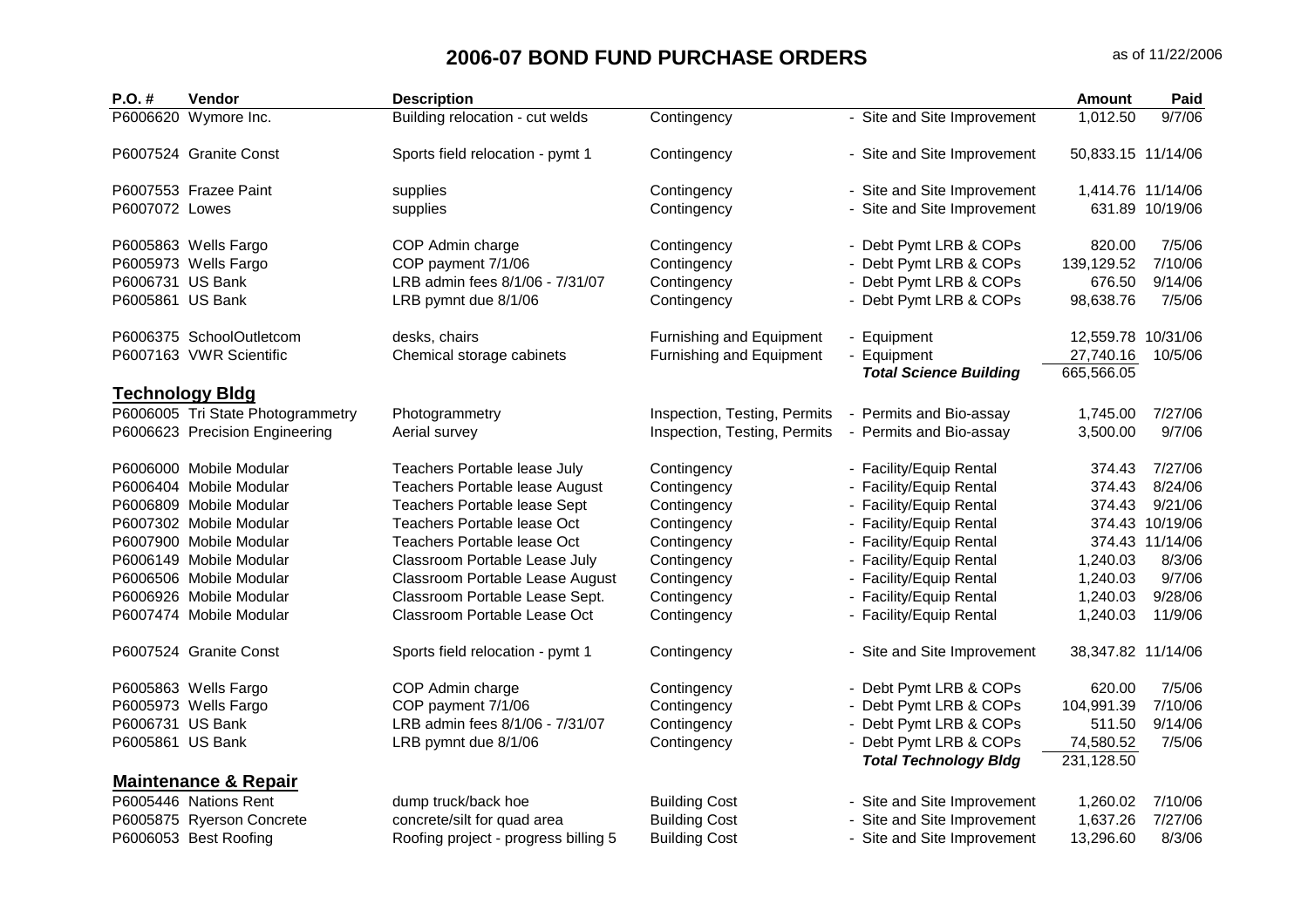# 2006-07 BOND FUND PURCHASE ORDERS

as of 11/22/2006

| P.O. # | Vendor | Description | | | Amount | Paid |
|---|---|---|---|---|---|---|
| P6006620 | Wymore Inc. | Building relocation - cut welds | Contingency | - Site and Site Improvement | 1,012.50 | 9/7/06 |
| P6007524 | Granite Const | Sports field relocation - pymt 1 | Contingency | - Site and Site Improvement | 50,833.15 | 11/14/06 |
| P6007553 | Frazee Paint | supplies | Contingency | - Site and Site Improvement | 1,414.76 | 11/14/06 |
| P6007072 | Lowes | supplies | Contingency | - Site and Site Improvement | 631.89 | 10/19/06 |
| P6005863 | Wells Fargo | COP Admin charge | Contingency | - Debt Pymt LRB & COPs | 820.00 | 7/5/06 |
| P6005973 | Wells Fargo | COP payment 7/1/06 | Contingency | - Debt Pymt LRB & COPs | 139,129.52 | 7/10/06 |
| P6006731 | US Bank | LRB admin fees 8/1/06 - 7/31/07 | Contingency | - Debt Pymt LRB & COPs | 676.50 | 9/14/06 |
| P6005861 | US Bank | LRB pymnt due 8/1/06 | Contingency | - Debt Pymt LRB & COPs | 98,638.76 | 7/5/06 |
| P6006375 | SchoolOutletcom | desks, chairs | Furnishing and Equipment | - Equipment | 12,559.78 | 10/31/06 |
| P6007163 | VWR Scientific | Chemical storage cabinets | Furnishing and Equipment | - Equipment | 27,740.16 | 10/5/06 |
| | | | | ***Total Science Building*** | 665,566.05 | |
| **Technology Bldg** | | | | | | |
| P6006005 | Tri State Photogrammetry | Photogrammetry | Inspection, Testing, Permits | - Permits and Bio-assay | 1,745.00 | 7/27/06 |
| P6006623 | Precision Engineering | Aerial survey | Inspection, Testing, Permits | - Permits and Bio-assay | 3,500.00 | 9/7/06 |
| P6006000 | Mobile Modular | Teachers Portable lease July | Contingency | - Facility/Equip Rental | 374.43 | 7/27/06 |
| P6006404 | Mobile Modular | Teachers Portable lease August | Contingency | - Facility/Equip Rental | 374.43 | 8/24/06 |
| P6006809 | Mobile Modular | Teachers Portable lease Sept | Contingency | - Facility/Equip Rental | 374.43 | 9/21/06 |
| P6007302 | Mobile Modular | Teachers Portable lease Oct | Contingency | - Facility/Equip Rental | 374.43 | 10/19/06 |
| P6007900 | Mobile Modular | Teachers Portable lease Oct | Contingency | - Facility/Equip Rental | 374.43 | 11/14/06 |
| P6006149 | Mobile Modular | Classroom Portable Lease July | Contingency | - Facility/Equip Rental | 1,240.03 | 8/3/06 |
| P6006506 | Mobile Modular | Classroom Portable Lease August | Contingency | - Facility/Equip Rental | 1,240.03 | 9/7/06 |
| P6006926 | Mobile Modular | Classroom Portable Lease Sept. | Contingency | - Facility/Equip Rental | 1,240.03 | 9/28/06 |
| P6007474 | Mobile Modular | Classroom Portable Lease Oct | Contingency | - Facility/Equip Rental | 1,240.03 | 11/9/06 |
| P6007524 | Granite Const | Sports field relocation - pymt 1 | Contingency | - Site and Site Improvement | 38,347.82 | 11/14/06 |
| P6005863 | Wells Fargo | COP Admin charge | Contingency | - Debt Pymt LRB & COPs | 620.00 | 7/5/06 |
| P6005973 | Wells Fargo | COP payment 7/1/06 | Contingency | - Debt Pymt LRB & COPs | 104,991.39 | 7/10/06 |
| P6006731 | US Bank | LRB admin fees 8/1/06 - 7/31/07 | Contingency | - Debt Pymt LRB & COPs | 511.50 | 9/14/06 |
| P6005861 | US Bank | LRB pymnt due 8/1/06 | Contingency | - Debt Pymt LRB & COPs | 74,580.52 | 7/5/06 |
| | | | | ***Total Technology Bldg*** | 231,128.50 | |
| **Maintenance & Repair** | | | | | | |
| P6005446 | Nations Rent | dump truck/back hoe | Building Cost | - Site and Site Improvement | 1,260.02 | 7/10/06 |
| P6005875 | Ryerson Concrete | concrete/silt for quad area | Building Cost | - Site and Site Improvement | 1,637.26 | 7/27/06 |
| P6006053 | Best Roofing | Roofing project - progress billing 5 | Building Cost | - Site and Site Improvement | 13,296.60 | 8/3/06 |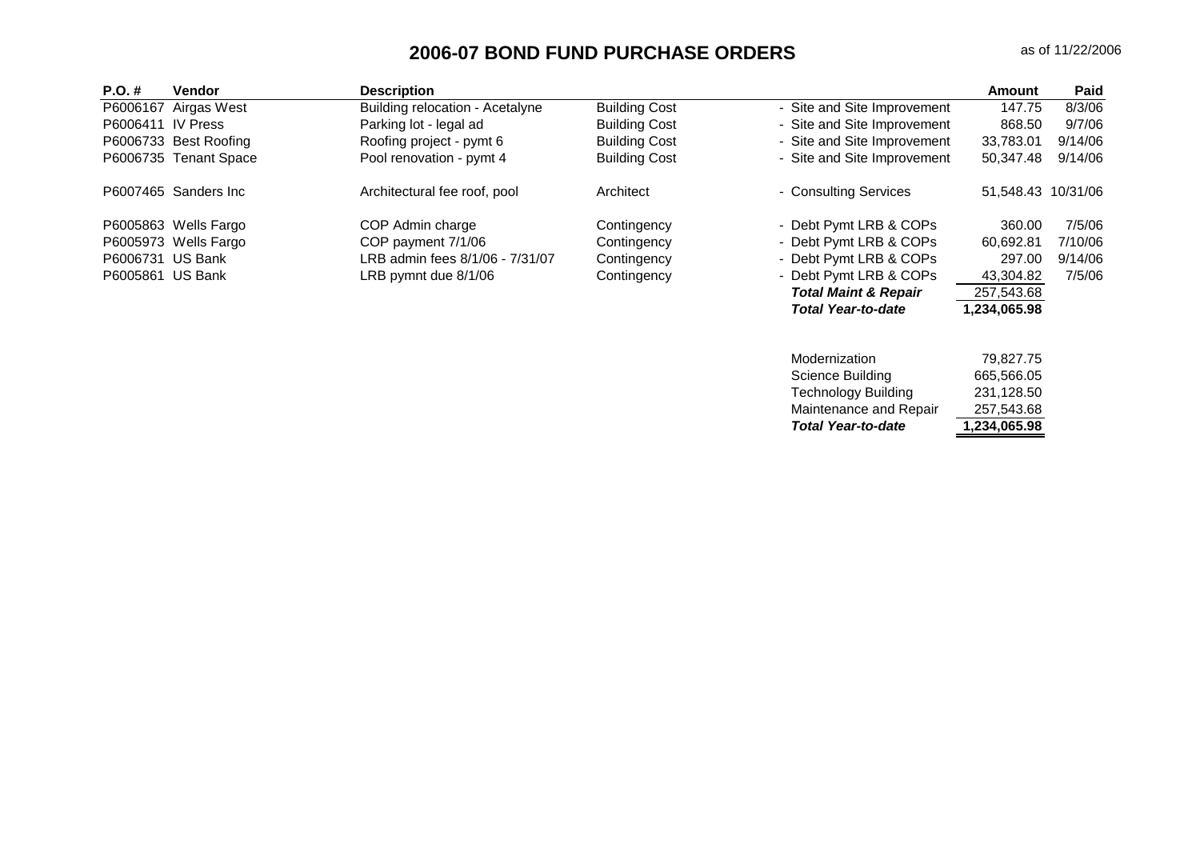# 2006-07 BOND FUND PURCHASE ORDERS

as of 11/22/2006

| P.O. # | Vendor | Description | | | Amount | Paid |
|---|---|---|---|---|---|---|
| P6006167 | Airgas West | Building relocation - Acetalyne | Building Cost | - Site and Site Improvement | 147.75 | 8/3/06 |
| P6006411 | IV Press | Parking lot - legal ad | Building Cost | - Site and Site Improvement | 868.50 | 9/7/06 |
| P6006733 | Best Roofing | Roofing project - pymt 6 | Building Cost | - Site and Site Improvement | 33,783.01 | 9/14/06 |
| P6006735 | Tenant Space | Pool renovation - pymt 4 | Building Cost | - Site and Site Improvement | 50,347.48 | 9/14/06 |
| P6007465 | Sanders Inc | Architectural fee roof, pool | Architect | - Consulting Services | 51,548.43 | 10/31/06 |
| P6005863 | Wells Fargo | COP Admin charge | Contingency | - Debt Pymt LRB & COPs | 360.00 | 7/5/06 |
| P6005973 | Wells Fargo | COP payment 7/1/06 | Contingency | - Debt Pymt LRB & COPs | 60,692.81 | 7/10/06 |
| P6006731 | US Bank | LRB admin fees 8/1/06 - 7/31/07 | Contingency | - Debt Pymt LRB & COPs | 297.00 | 9/14/06 |
| P6005861 | US Bank | LRB pymnt due 8/1/06 | Contingency | - Debt Pymt LRB & COPs | 43,304.82 | 7/5/06 |
| | | | | ***Total Maint & Repair*** | 257,543.68 | |
| | | | | ***Total Year-to-date*** | 1,234,065.98 | |

| | |
|---|---|
| Modernization | 79,827.75 |
| Science Building | 665,566.05 |
| Technology Building | 231,128.50 |
| Maintenance and Repair | 257,543.68 |
| ***Total Year-to-date*** | **1,234,065.98** |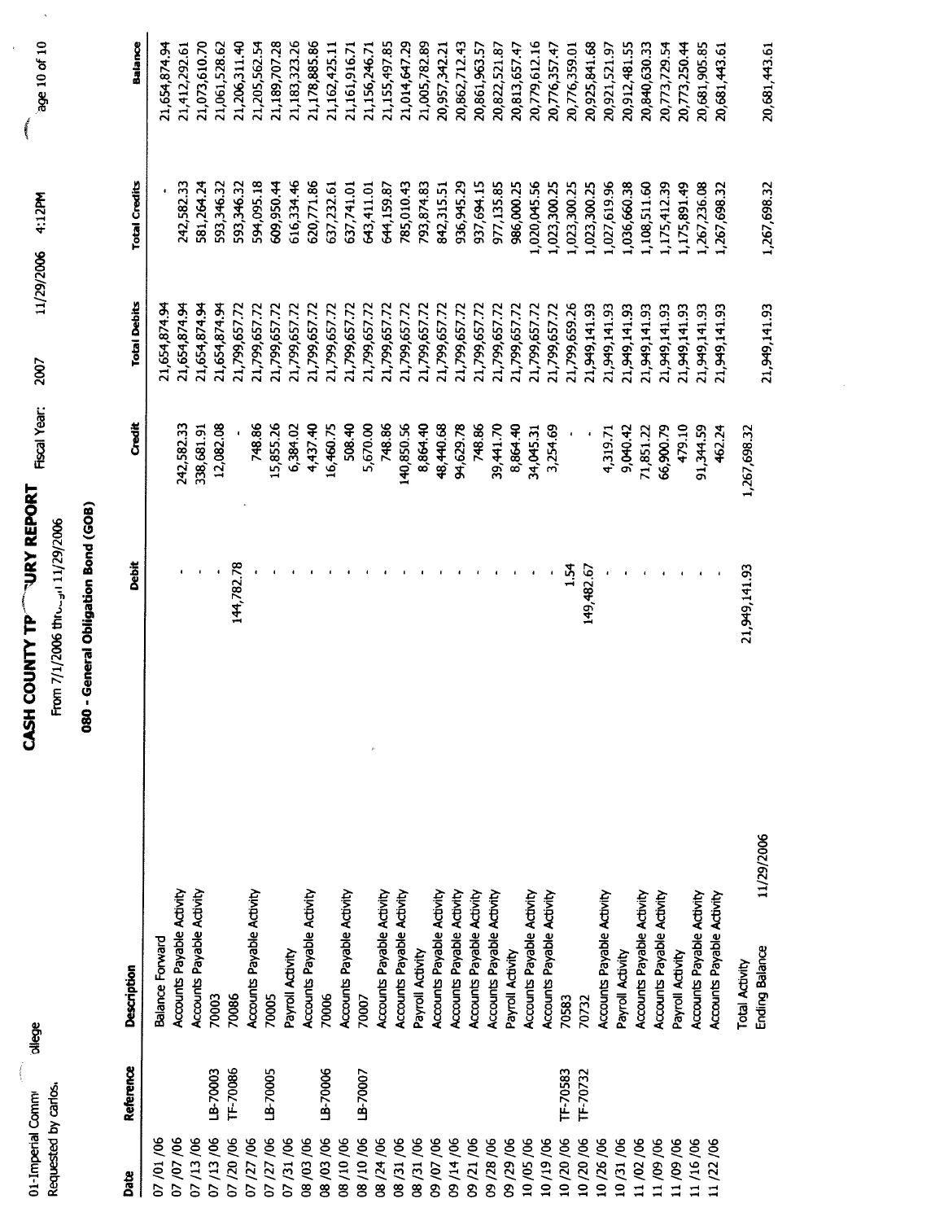01-Imperial Comm... ollege
Requested by carlos.

# CASH COUNTY TR...URY REPORT

Fiscal Year: 2007 11/29/2006 4:12PM

From 7/1/2006 thr...gh 11/29/2006

## 080 - General Obligation Bond (GOB)

| Date | Reference | Description | Debit | Credit | Total Debits | Total Credits | Balance |
|---|---|---|---|---|---|---|---|
| 07/01/06 | | Balance Forward | | | 21,654,874.94 | - | 21,654,874.94 |
| 07/07/06 | | Accounts Payable Activity | - | 242,582.33 | 21,654,874.94 | 242,582.33 | 21,412,292.61 |
| 07/13/06 | | Accounts Payable Activity | - | 338,681.91 | 21,654,874.94 | 581,264.24 | 21,073,610.70 |
| 07/13/06 | LB-70003 | 70003 | - | 12,082.08 | 21,654,874.94 | 593,346.32 | 21,061,528.62 |
| 07/20/06 | TF-70086 | 70086 | 144,782.78 | - | 21,799,657.72 | 593,346.32 | 21,206,311.40 |
| 07/27/06 | | Accounts Payable Activity | - | 748.86 | 21,799,657.72 | 594,095.18 | 21,205,562.54 |
| 07/27/06 | LB-70005 | 70005 | - | 15,855.26 | 21,799,657.72 | 609,950.44 | 21,189,707.28 |
| 07/31/06 | | Payroll Activity | - | 6,384.02 | 21,799,657.72 | 616,334.46 | 21,183,323.26 |
| 08/03/06 | | Accounts Payable Activity | - | 4,437.40 | 21,799,657.72 | 620,771.86 | 21,178,885.86 |
| 08/03/06 | LB-70006 | 70006 | - | 16,460.75 | 21,799,657.72 | 637,232.61 | 21,162,425.11 |
| 08/10/06 | | Accounts Payable Activity | - | 508.40 | 21,799,657.72 | 637,741.01 | 21,161,916.71 |
| 08/10/06 | LB-70007 | 70007 | - | 5,670.00 | 21,799,657.72 | 643,411.01 | 21,156,246.71 |
| 08/24/06 | | Accounts Payable Activity | - | 748.86 | 21,799,657.72 | 644,159.87 | 21,155,497.85 |
| 08/31/06 | | Accounts Payable Activity | - | 140,850.56 | 21,799,657.72 | 785,010.43 | 21,014,647.29 |
| 08/31/06 | | Payroll Activity | - | 8,864.40 | 21,799,657.72 | 793,874.83 | 21,005,782.89 |
| 09/07/06 | | Accounts Payable Activity | - | 48,440.68 | 21,799,657.72 | 842,315.51 | 20,957,342.21 |
| 09/14/06 | | Accounts Payable Activity | - | 94,629.78 | 21,799,657.72 | 936,945.29 | 20,862,712.43 |
| 09/21/06 | | Accounts Payable Activity | - | 748.86 | 21,799,657.72 | 937,694.15 | 20,861,963.57 |
| 09/28/06 | | Accounts Payable Activity | - | 39,441.70 | 21,799,657.72 | 977,135.85 | 20,822,521.87 |
| 09/29/06 | | Payroll Activity | - | 8,864.40 | 21,799,657.72 | 986,000.25 | 20,813,657.47 |
| 10/05/06 | | Accounts Payable Activity | - | 34,045.31 | 21,799,657.72 | 1,020,045.56 | 20,779,612.16 |
| 10/19/06 | | Accounts Payable Activity | - | 3,254.69 | 21,799,657.72 | 1,023,300.25 | 20,776,357.47 |
| 10/20/06 | TF-70583 | 70583 | 1.54 | - | 21,799,659.26 | 1,023,300.25 | 20,776,359.01 |
| 10/20/06 | TF-70732 | 70732 | 149,482.67 | - | 21,949,141.93 | 1,023,300.25 | 20,925,841.68 |
| 10/26/06 | | Accounts Payable Activity | - | 4,319.71 | 21,949,141.93 | 1,027,619.96 | 20,921,521.97 |
| 10/31/06 | | Payroll Activity | - | 9,040.42 | 21,949,141.93 | 1,036,660.38 | 20,912,481.55 |
| 11/02/06 | | Accounts Payable Activity | - | 71,851.22 | 21,949,141.93 | 1,108,511.60 | 20,840,630.33 |
| 11/09/06 | | Accounts Payable Activity | - | 66,900.79 | 21,949,141.93 | 1,175,412.39 | 20,773,729.54 |
| 11/09/06 | | Payroll Activity | - | 479.10 | 21,949,141.93 | 1,175,891.49 | 20,773,250.44 |
| 11/16/06 | | Accounts Payable Activity | - | 91,344.59 | 21,949,141.93 | 1,267,236.08 | 20,681,905.85 |
| 11/22/06 | | Accounts Payable Activity | - | 462.24 | 21,949,141.93 | 1,267,698.32 | 20,681,443.61 |
| | | Total Activity | 21,949,141.93 | 1,267,698.32 | | | |
| | | Ending Balance 11/29/2006 | | | 21,949,141.93 | 1,267,698.32 | 20,681,443.61 |